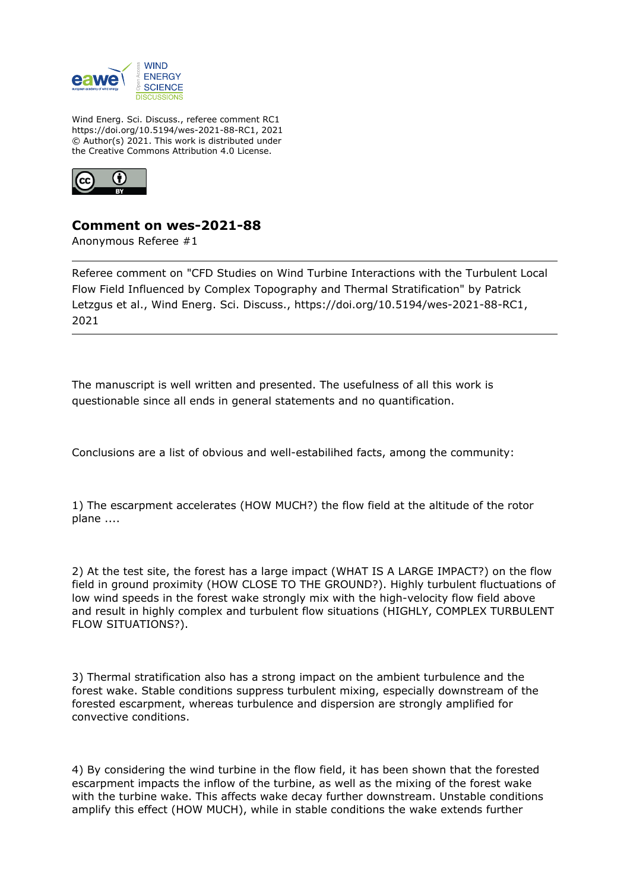Wind Energ. Sci. Discuss., referee comment RC1
https://doi.org/10.5194/wes-2021-88-RC1, 2021
© Author(s) 2021. This work is distributed under
the Creative Commons Attribution 4.0 License.

## Comment on wes-2021-88

Anonymous Referee #1

---

Referee comment on "CFD Studies on Wind Turbine Interactions with the Turbulent Local Flow Field Influenced by Complex Topography and Thermal Stratification" by Patrick Letzgus et al., Wind Energ. Sci. Discuss., https://doi.org/10.5194/wes-2021-88-RC1, 2021

---

The manuscript is well written and presented. The usefulness of all this work is questionable since all ends in general statements and no quantification.

Conclusions are a list of obvious and well-estabilihed facts, among the community:

1) The escarpment accelerates (HOW MUCH?) the flow field at the altitude of the rotor plane ....

2) At the test site, the forest has a large impact (WHAT IS A LARGE IMPACT?) on the flow field in ground proximity (HOW CLOSE TO THE GROUND?). Highly turbulent fluctuations of low wind speeds in the forest wake strongly mix with the high-velocity flow field above and result in highly complex and turbulent flow situations (HIGHLY, COMPLEX TURBULENT FLOW SITUATIONS?).

3) Thermal stratification also has a strong impact on the ambient turbulence and the forest wake. Stable conditions suppress turbulent mixing, especially downstream of the forested escarpment, whereas turbulence and dispersion are strongly amplified for convective conditions.

4) By considering the wind turbine in the flow field, it has been shown that the forested escarpment impacts the inflow of the turbine, as well as the mixing of the forest wake with the turbine wake. This affects wake decay further downstream. Unstable conditions amplify this effect (HOW MUCH), while in stable conditions the wake extends further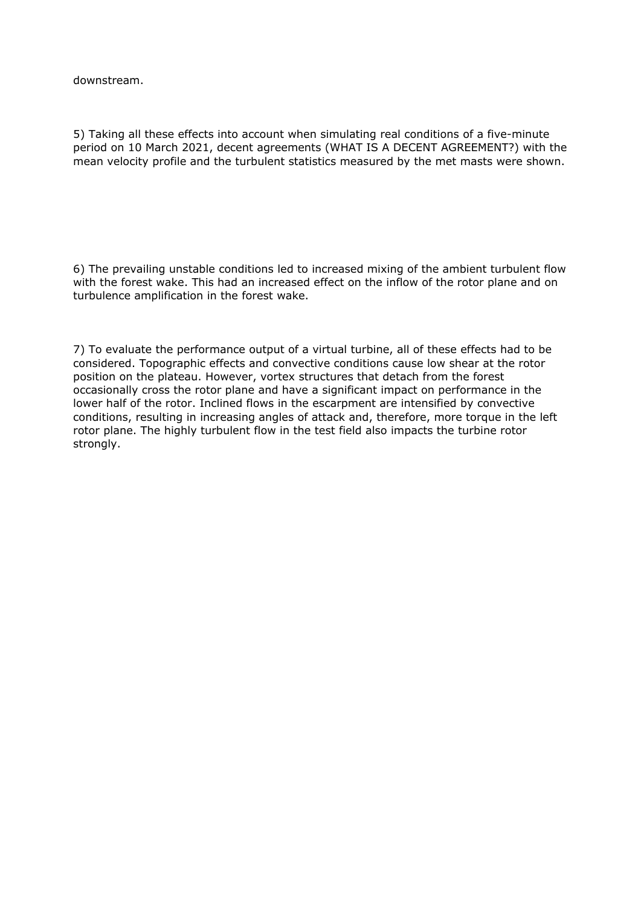downstream.

5) Taking all these effects into account when simulating real conditions of a five-minute period on 10 March 2021, decent agreements (WHAT IS A DECENT AGREEMENT?) with the mean velocity profile and the turbulent statistics measured by the met masts were shown.

6) The prevailing unstable conditions led to increased mixing of the ambient turbulent flow with the forest wake. This had an increased effect on the inflow of the rotor plane and on turbulence amplification in the forest wake.

7) To evaluate the performance output of a virtual turbine, all of these effects had to be considered. Topographic effects and convective conditions cause low shear at the rotor position on the plateau. However, vortex structures that detach from the forest occasionally cross the rotor plane and have a significant impact on performance in the lower half of the rotor. Inclined flows in the escarpment are intensified by convective conditions, resulting in increasing angles of attack and, therefore, more torque in the left rotor plane. The highly turbulent flow in the test field also impacts the turbine rotor strongly.